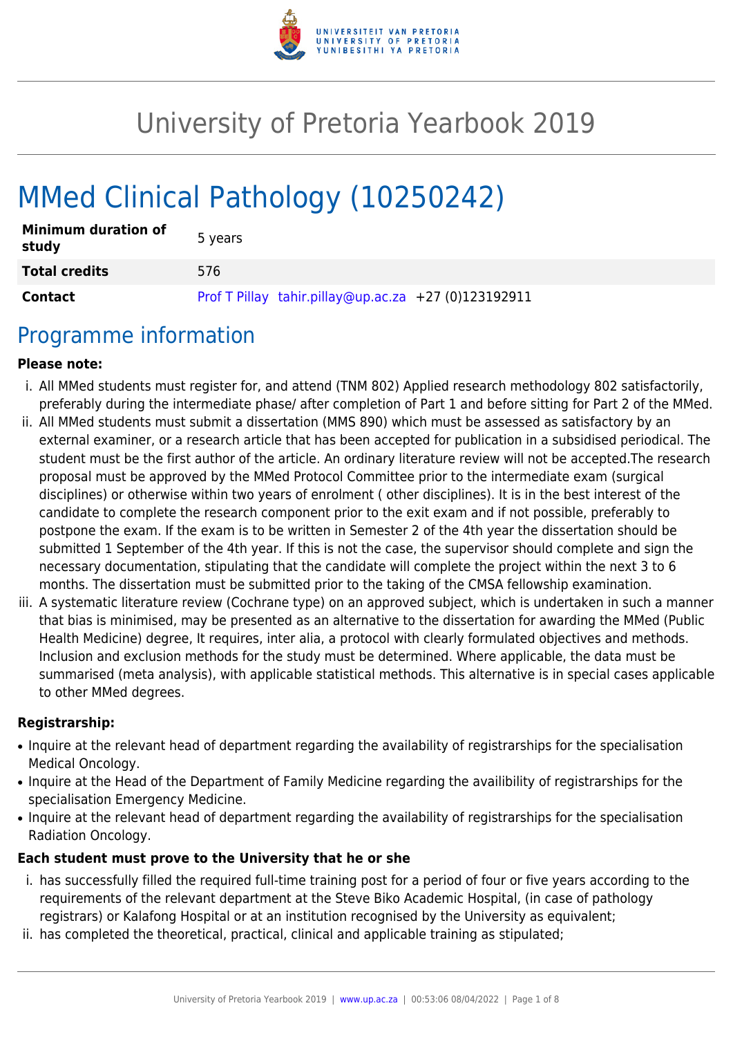# University of Pretoria Yearbook 2019

# MMed Clinical Pathology (10250242)

| | |
|---|---|
| **Minimum duration of study** | 5 years |
| **Total credits** | 576 |
| **Contact** | Prof T Pillay tahir.pillay@up.ac.za +27 (0)123192911 |

## Programme information

**Please note:**

i. All MMed students must register for, and attend (TNM 802) Applied research methodology 802 satisfactorily, preferably during the intermediate phase/ after completion of Part 1 and before sitting for Part 2 of the MMed.

ii. All MMed students must submit a dissertation (MMS 890) which must be assessed as satisfactory by an external examiner, or a research article that has been accepted for publication in a subsidised periodical. The student must be the first author of the article. An ordinary literature review will not be accepted.The research proposal must be approved by the MMed Protocol Committee prior to the intermediate exam (surgical disciplines) or otherwise within two years of enrolment ( other disciplines). It is in the best interest of the candidate to complete the research component prior to the exit exam and if not possible, preferably to postpone the exam. If the exam is to be written in Semester 2 of the 4th year the dissertation should be submitted 1 September of the 4th year. If this is not the case, the supervisor should complete and sign the necessary documentation, stipulating that the candidate will complete the project within the next 3 to 6 months. The dissertation must be submitted prior to the taking of the CMSA fellowship examination.

iii. A systematic literature review (Cochrane type) on an approved subject, which is undertaken in such a manner that bias is minimised, may be presented as an alternative to the dissertation for awarding the MMed (Public Health Medicine) degree, It requires, inter alia, a protocol with clearly formulated objectives and methods. Inclusion and exclusion methods for the study must be determined. Where applicable, the data must be summarised (meta analysis), with applicable statistical methods. This alternative is in special cases applicable to other MMed degrees.

**Registrarship:**

- Inquire at the relevant head of department regarding the availability of registrarships for the specialisation Medical Oncology.
- Inquire at the Head of the Department of Family Medicine regarding the availibility of registrarships for the specialisation Emergency Medicine.
- Inquire at the relevant head of department regarding the availability of registrarships for the specialisation Radiation Oncology.

**Each student must prove to the University that he or she**

i. has successfully filled the required full-time training post for a period of four or five years according to the requirements of the relevant department at the Steve Biko Academic Hospital, (in case of pathology registrars) or Kalafong Hospital or at an institution recognised by the University as equivalent;

ii. has completed the theoretical, practical, clinical and applicable training as stipulated;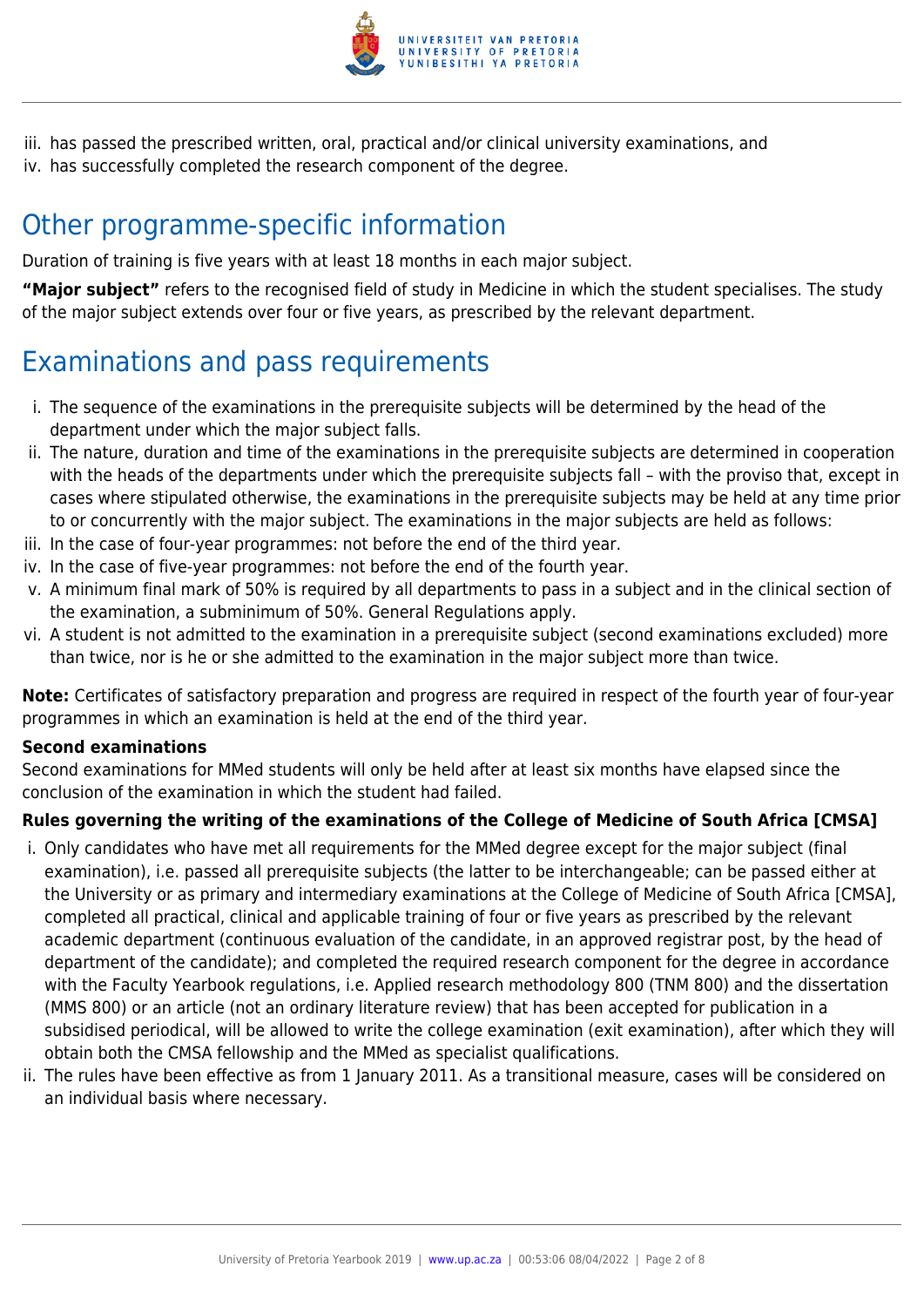iii. has passed the prescribed written, oral, practical and/or clinical university examinations, and
iv. has successfully completed the research component of the degree.

## Other programme-specific information

Duration of training is five years with at least 18 months in each major subject.

**"Major subject"** refers to the recognised field of study in Medicine in which the student specialises. The study of the major subject extends over four or five years, as prescribed by the relevant department.

## Examinations and pass requirements

i. The sequence of the examinations in the prerequisite subjects will be determined by the head of the department under which the major subject falls.
ii. The nature, duration and time of the examinations in the prerequisite subjects are determined in cooperation with the heads of the departments under which the prerequisite subjects fall – with the proviso that, except in cases where stipulated otherwise, the examinations in the prerequisite subjects may be held at any time prior to or concurrently with the major subject. The examinations in the major subjects are held as follows:
iii. In the case of four-year programmes: not before the end of the third year.
iv. In the case of five-year programmes: not before the end of the fourth year.
v. A minimum final mark of 50% is required by all departments to pass in a subject and in the clinical section of the examination, a subminimum of 50%. General Regulations apply.
vi. A student is not admitted to the examination in a prerequisite subject (second examinations excluded) more than twice, nor is he or she admitted to the examination in the major subject more than twice.

**Note:** Certificates of satisfactory preparation and progress are required in respect of the fourth year of four-year programmes in which an examination is held at the end of the third year.

**Second examinations**
Second examinations for MMed students will only be held after at least six months have elapsed since the conclusion of the examination in which the student had failed.

**Rules governing the writing of the examinations of the College of Medicine of South Africa [CMSA]**

i. Only candidates who have met all requirements for the MMed degree except for the major subject (final examination), i.e. passed all prerequisite subjects (the latter to be interchangeable; can be passed either at the University or as primary and intermediary examinations at the College of Medicine of South Africa [CMSA], completed all practical, clinical and applicable training of four or five years as prescribed by the relevant academic department (continuous evaluation of the candidate, in an approved registrar post, by the head of department of the candidate); and completed the required research component for the degree in accordance with the Faculty Yearbook regulations, i.e. Applied research methodology 800 (TNM 800) and the dissertation (MMS 800) or an article (not an ordinary literature review) that has been accepted for publication in a subsidised periodical, will be allowed to write the college examination (exit examination), after which they will obtain both the CMSA fellowship and the MMed as specialist qualifications.
ii. The rules have been effective as from 1 January 2011. As a transitional measure, cases will be considered on an individual basis where necessary.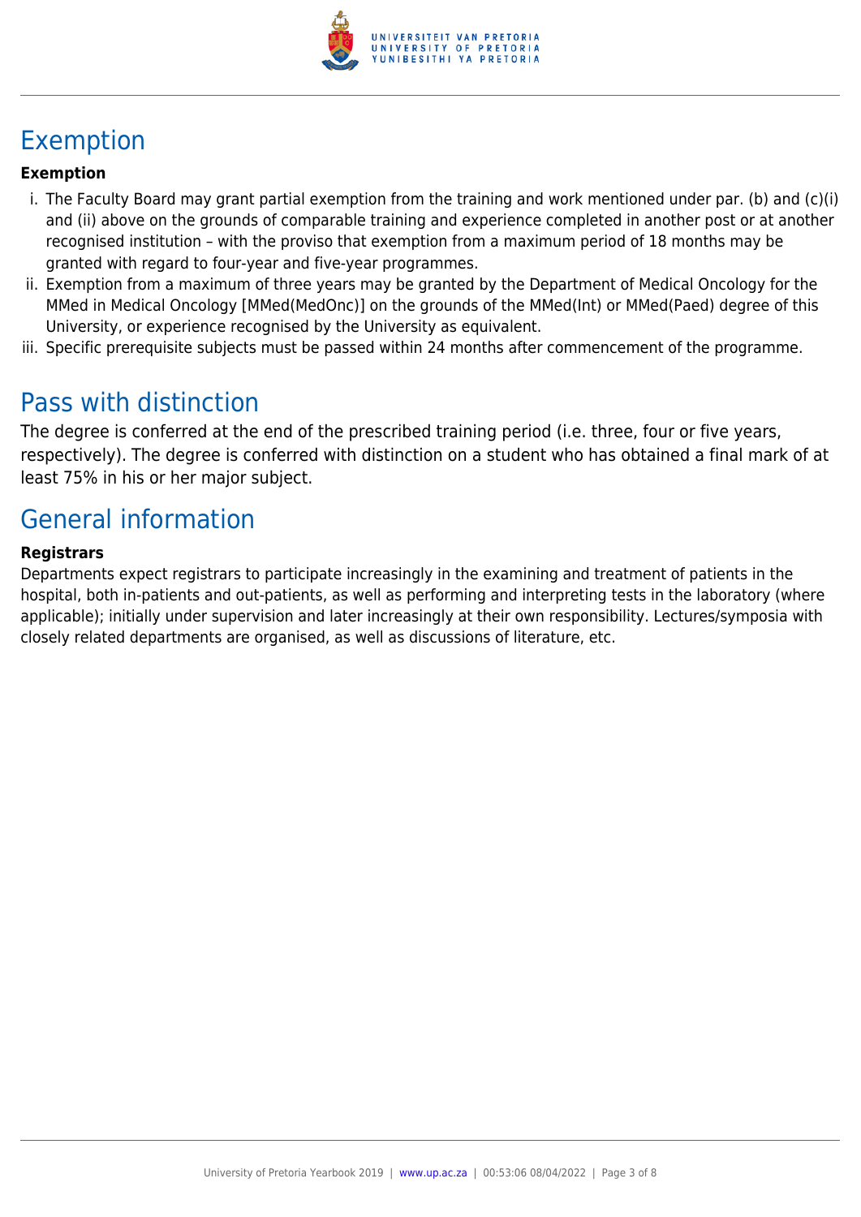# Exemption

**Exemption**

i. The Faculty Board may grant partial exemption from the training and work mentioned under par. (b) and (c)(i) and (ii) above on the grounds of comparable training and experience completed in another post or at another recognised institution – with the proviso that exemption from a maximum period of 18 months may be granted with regard to four-year and five-year programmes.

ii. Exemption from a maximum of three years may be granted by the Department of Medical Oncology for the MMed in Medical Oncology [MMed(MedOnc)] on the grounds of the MMed(Int) or MMed(Paed) degree of this University, or experience recognised by the University as equivalent.

iii. Specific prerequisite subjects must be passed within 24 months after commencement of the programme.

# Pass with distinction

The degree is conferred at the end of the prescribed training period (i.e. three, four or five years, respectively). The degree is conferred with distinction on a student who has obtained a final mark of at least 75% in his or her major subject.

# General information

**Registrars**

Departments expect registrars to participate increasingly in the examining and treatment of patients in the hospital, both in-patients and out-patients, as well as performing and interpreting tests in the laboratory (where applicable); initially under supervision and later increasingly at their own responsibility. Lectures/symposia with closely related departments are organised, as well as discussions of literature, etc.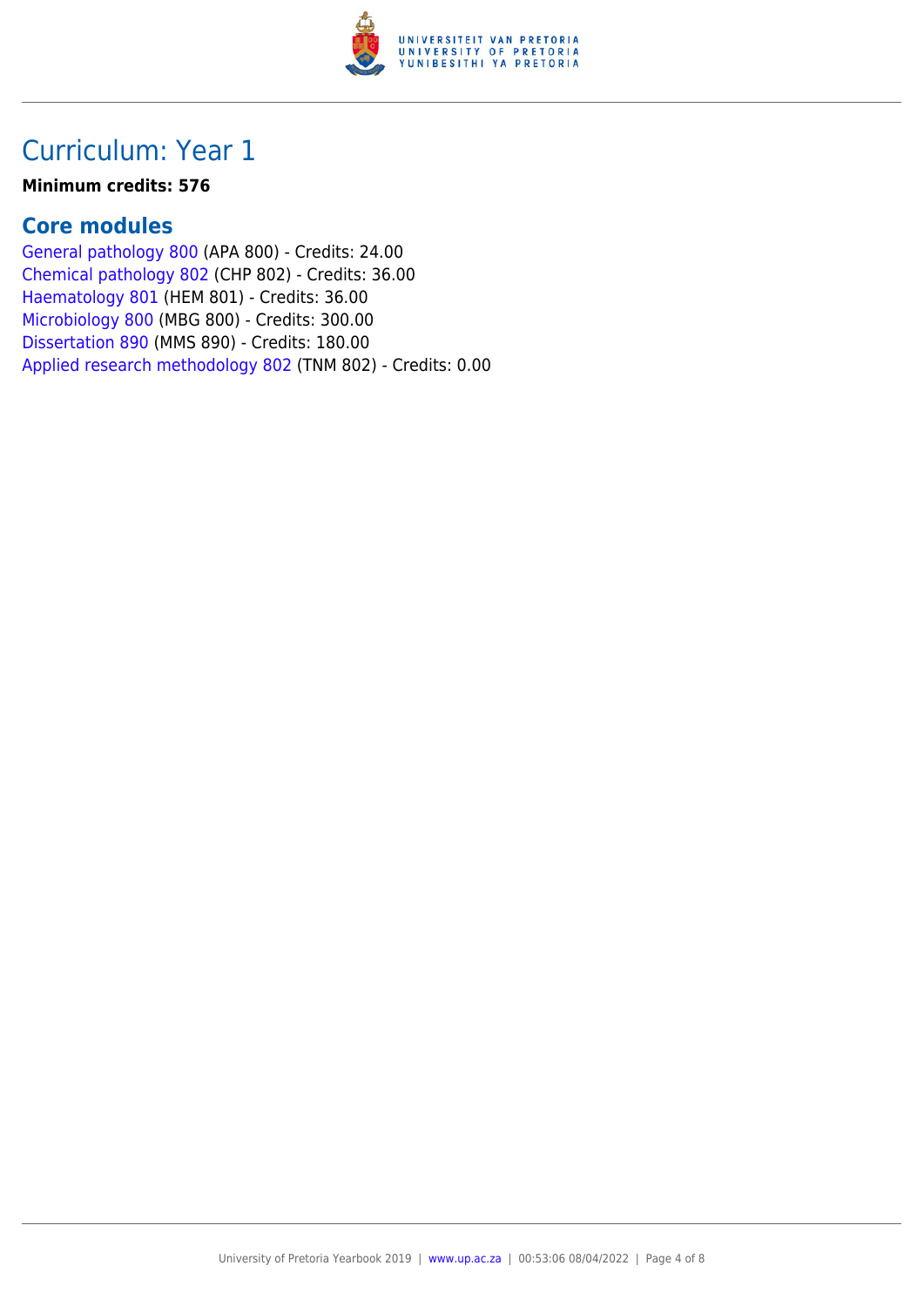# Curriculum: Year 1

**Minimum credits: 576**

## Core modules

General pathology 800 (APA 800) - Credits: 24.00
Chemical pathology 802 (CHP 802) - Credits: 36.00
Haematology 801 (HEM 801) - Credits: 36.00
Microbiology 800 (MBG 800) - Credits: 300.00
Dissertation 890 (MMS 890) - Credits: 180.00
Applied research methodology 802 (TNM 802) - Credits: 0.00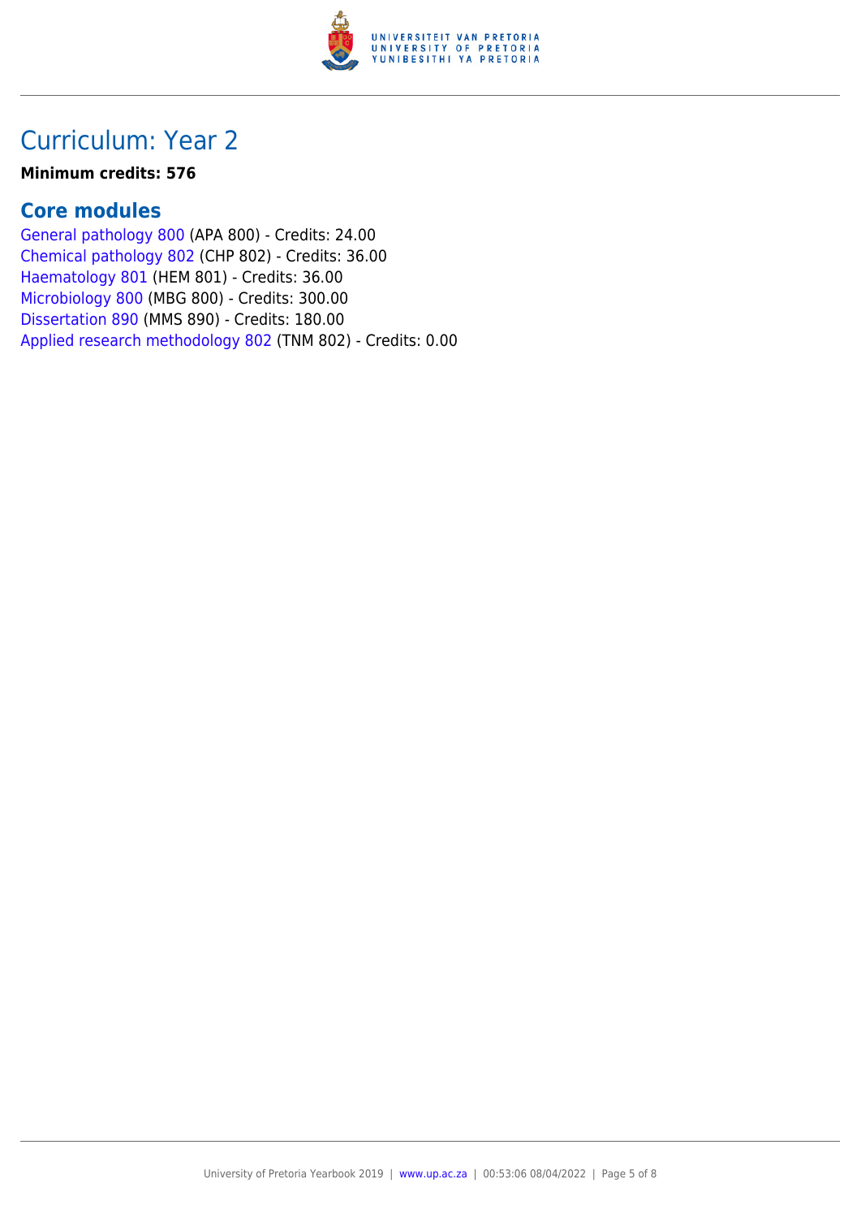# Curriculum: Year 2

**Minimum credits: 576**

## Core modules

General pathology 800 (APA 800) - Credits: 24.00
Chemical pathology 802 (CHP 802) - Credits: 36.00
Haematology 801 (HEM 801) - Credits: 36.00
Microbiology 800 (MBG 800) - Credits: 300.00
Dissertation 890 (MMS 890) - Credits: 180.00
Applied research methodology 802 (TNM 802) - Credits: 0.00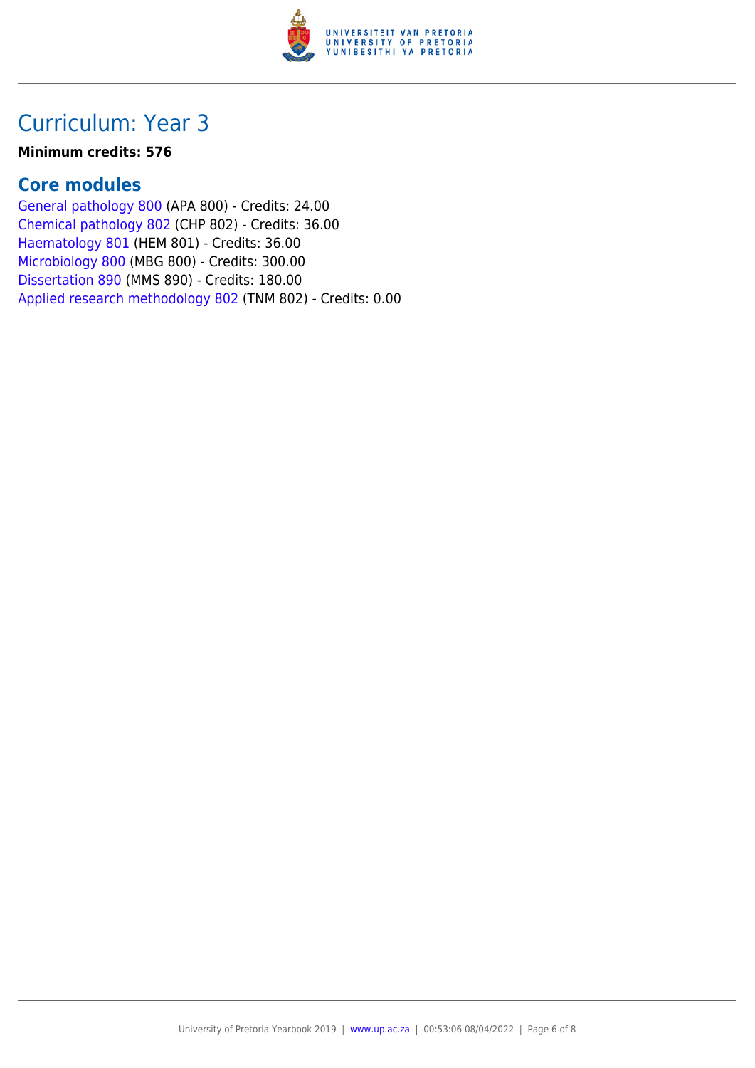# Curriculum: Year 3

**Minimum credits: 576**

## Core modules

General pathology 800 (APA 800) - Credits: 24.00
Chemical pathology 802 (CHP 802) - Credits: 36.00
Haematology 801 (HEM 801) - Credits: 36.00
Microbiology 800 (MBG 800) - Credits: 300.00
Dissertation 890 (MMS 890) - Credits: 180.00
Applied research methodology 802 (TNM 802) - Credits: 0.00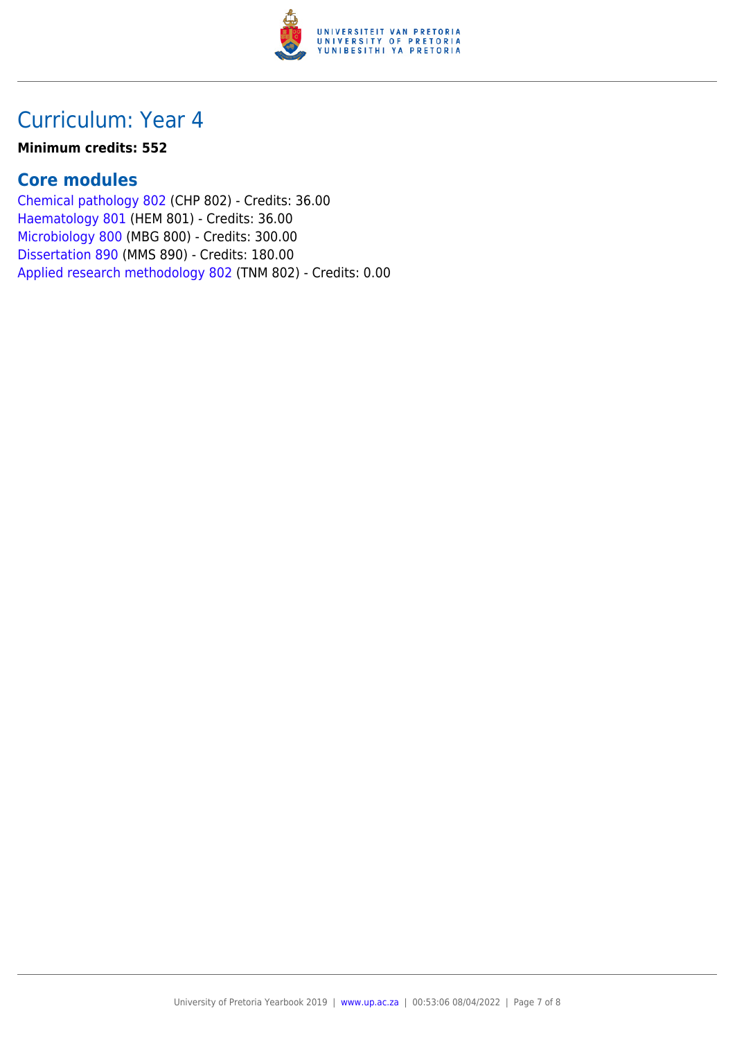# Curriculum: Year 4

**Minimum credits: 552**

## Core modules

Chemical pathology 802 (CHP 802) - Credits: 36.00
Haematology 801 (HEM 801) - Credits: 36.00
Microbiology 800 (MBG 800) - Credits: 300.00
Dissertation 890 (MMS 890) - Credits: 180.00
Applied research methodology 802 (TNM 802) - Credits: 0.00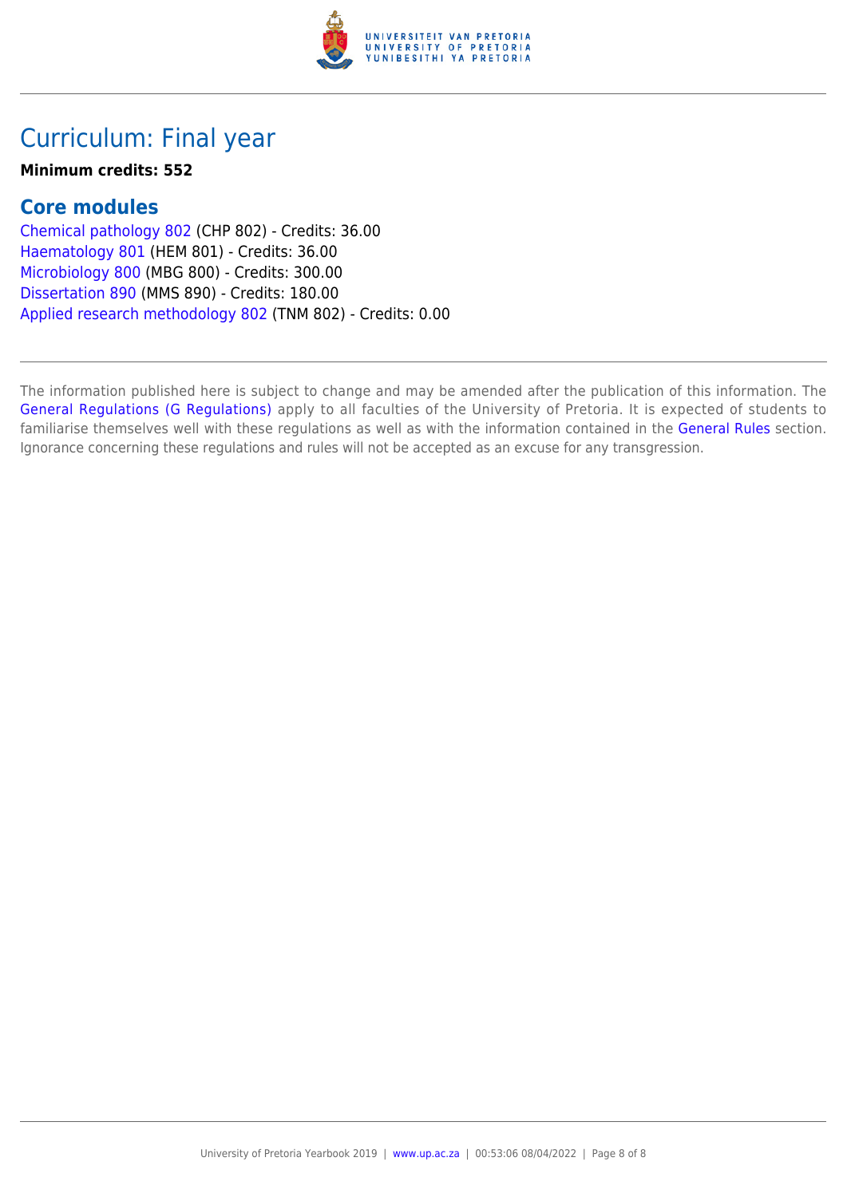## Curriculum: Final year

**Minimum credits: 552**

### Core modules

Chemical pathology 802 (CHP 802) - Credits: 36.00
Haematology 801 (HEM 801) - Credits: 36.00
Microbiology 800 (MBG 800) - Credits: 300.00
Dissertation 890 (MMS 890) - Credits: 180.00
Applied research methodology 802 (TNM 802) - Credits: 0.00

The information published here is subject to change and may be amended after the publication of this information. The General Regulations (G Regulations) apply to all faculties of the University of Pretoria. It is expected of students to familiarise themselves well with these regulations as well as with the information contained in the General Rules section. Ignorance concerning these regulations and rules will not be accepted as an excuse for any transgression.